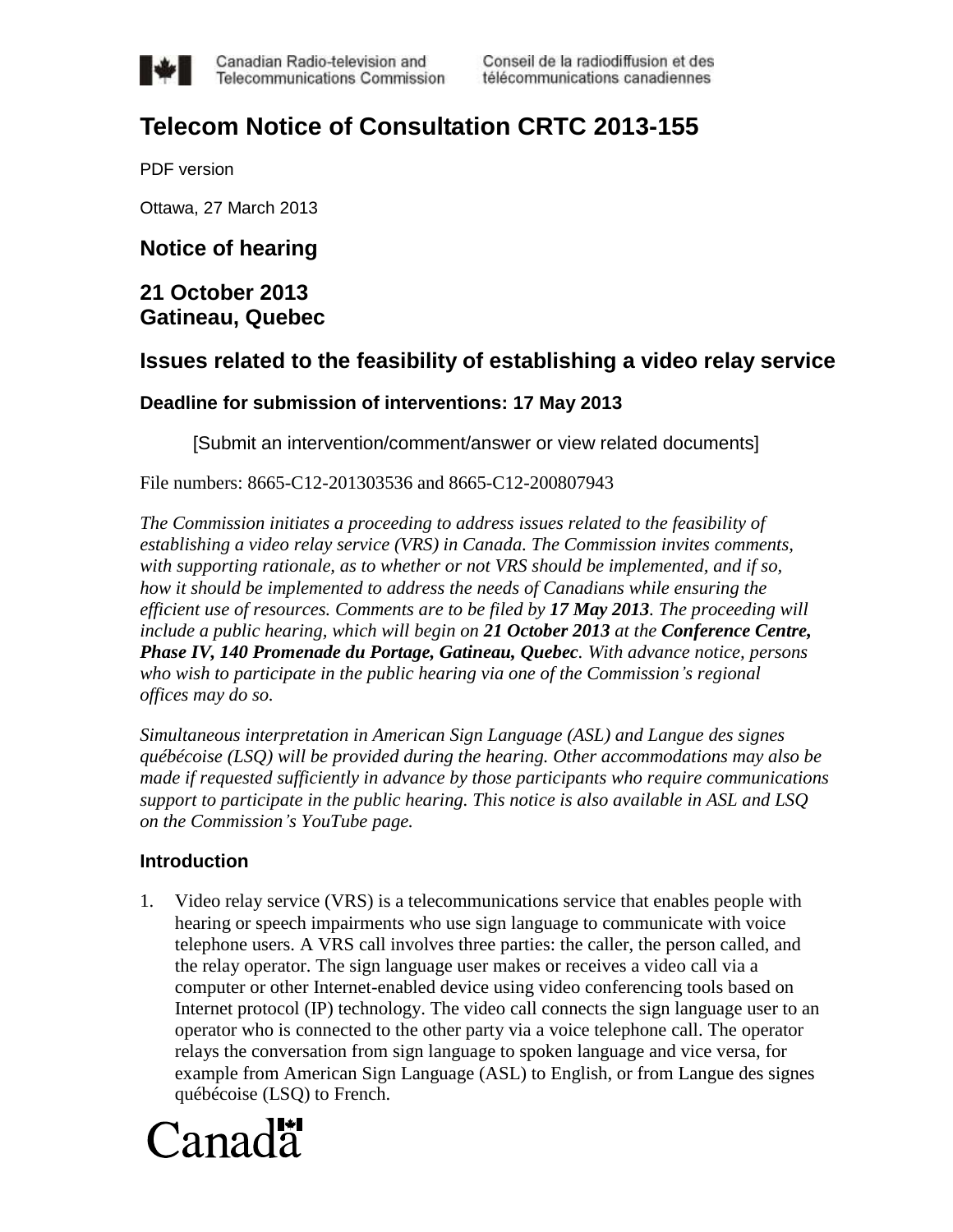Canadian Radio-television and Telecommunications Commission | Conseil de la radiodiffusion et des télécommunications canadiennes

# Telecom Notice of Consultation CRTC 2013-155

PDF version

Ottawa, 27 March 2013

## Notice of hearing

## 21 October 2013
## Gatineau, Quebec

## Issues related to the feasibility of establishing a video relay service

### Deadline for submission of interventions: 17 May 2013

[Submit an intervention/comment/answer or view related documents]

File numbers: 8665-C12-201303536 and 8665-C12-200807943

*The Commission initiates a proceeding to address issues related to the feasibility of establishing a video relay service (VRS) in Canada. The Commission invites comments, with supporting rationale, as to whether or not VRS should be implemented, and if so, how it should be implemented to address the needs of Canadians while ensuring the efficient use of resources. Comments are to be filed by **17 May 2013**. The proceeding will include a public hearing, which will begin on **21 October 2013** at the **Conference Centre, Phase IV, 140 Promenade du Portage, Gatineau, Quebec**. With advance notice, persons who wish to participate in the public hearing via one of the Commission's regional offices may do so.*

*Simultaneous interpretation in American Sign Language (ASL) and Langue des signes québécoise (LSQ) will be provided during the hearing. Other accommodations may also be made if requested sufficiently in advance by those participants who require communications support to participate in the public hearing. This notice is also available in ASL and LSQ on the Commission's YouTube page.*

### Introduction

1. Video relay service (VRS) is a telecommunications service that enables people with hearing or speech impairments who use sign language to communicate with voice telephone users. A VRS call involves three parties: the caller, the person called, and the relay operator. The sign language user makes or receives a video call via a computer or other Internet-enabled device using video conferencing tools based on Internet protocol (IP) technology. The video call connects the sign language user to an operator who is connected to the other party via a voice telephone call. The operator relays the conversation from sign language to spoken language and vice versa, for example from American Sign Language (ASL) to English, or from Langue des signes québécoise (LSQ) to French.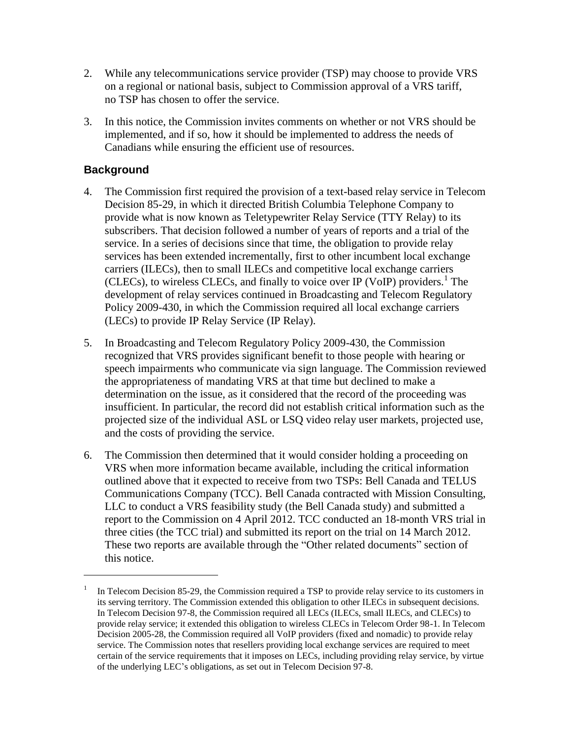2. While any telecommunications service provider (TSP) may choose to provide VRS on a regional or national basis, subject to Commission approval of a VRS tariff, no TSP has chosen to offer the service.

3. In this notice, the Commission invites comments on whether or not VRS should be implemented, and if so, how it should be implemented to address the needs of Canadians while ensuring the efficient use of resources.

## Background

4. The Commission first required the provision of a text-based relay service in Telecom Decision 85-29, in which it directed British Columbia Telephone Company to provide what is now known as Teletypewriter Relay Service (TTY Relay) to its subscribers. That decision followed a number of years of reports and a trial of the service. In a series of decisions since that time, the obligation to provide relay services has been extended incrementally, first to other incumbent local exchange carriers (ILECs), then to small ILECs and competitive local exchange carriers (CLECs), to wireless CLECs, and finally to voice over IP (VoIP) providers.[1] The development of relay services continued in Broadcasting and Telecom Regulatory Policy 2009-430, in which the Commission required all local exchange carriers (LECs) to provide IP Relay Service (IP Relay).

5. In Broadcasting and Telecom Regulatory Policy 2009-430, the Commission recognized that VRS provides significant benefit to those people with hearing or speech impairments who communicate via sign language. The Commission reviewed the appropriateness of mandating VRS at that time but declined to make a determination on the issue, as it considered that the record of the proceeding was insufficient. In particular, the record did not establish critical information such as the projected size of the individual ASL or LSQ video relay user markets, projected use, and the costs of providing the service.

6. The Commission then determined that it would consider holding a proceeding on VRS when more information became available, including the critical information outlined above that it expected to receive from two TSPs: Bell Canada and TELUS Communications Company (TCC). Bell Canada contracted with Mission Consulting, LLC to conduct a VRS feasibility study (the Bell Canada study) and submitted a report to the Commission on 4 April 2012. TCC conducted an 18-month VRS trial in three cities (the TCC trial) and submitted its report on the trial on 14 March 2012. These two reports are available through the "Other related documents" section of this notice.

---

[1] In Telecom Decision 85-29, the Commission required a TSP to provide relay service to its customers in its serving territory. The Commission extended this obligation to other ILECs in subsequent decisions. In Telecom Decision 97-8, the Commission required all LECs (ILECs, small ILECs, and CLECs) to provide relay service; it extended this obligation to wireless CLECs in Telecom Order 98-1. In Telecom Decision 2005-28, the Commission required all VoIP providers (fixed and nomadic) to provide relay service. The Commission notes that resellers providing local exchange services are required to meet certain of the service requirements that it imposes on LECs, including providing relay service, by virtue of the underlying LEC's obligations, as set out in Telecom Decision 97-8.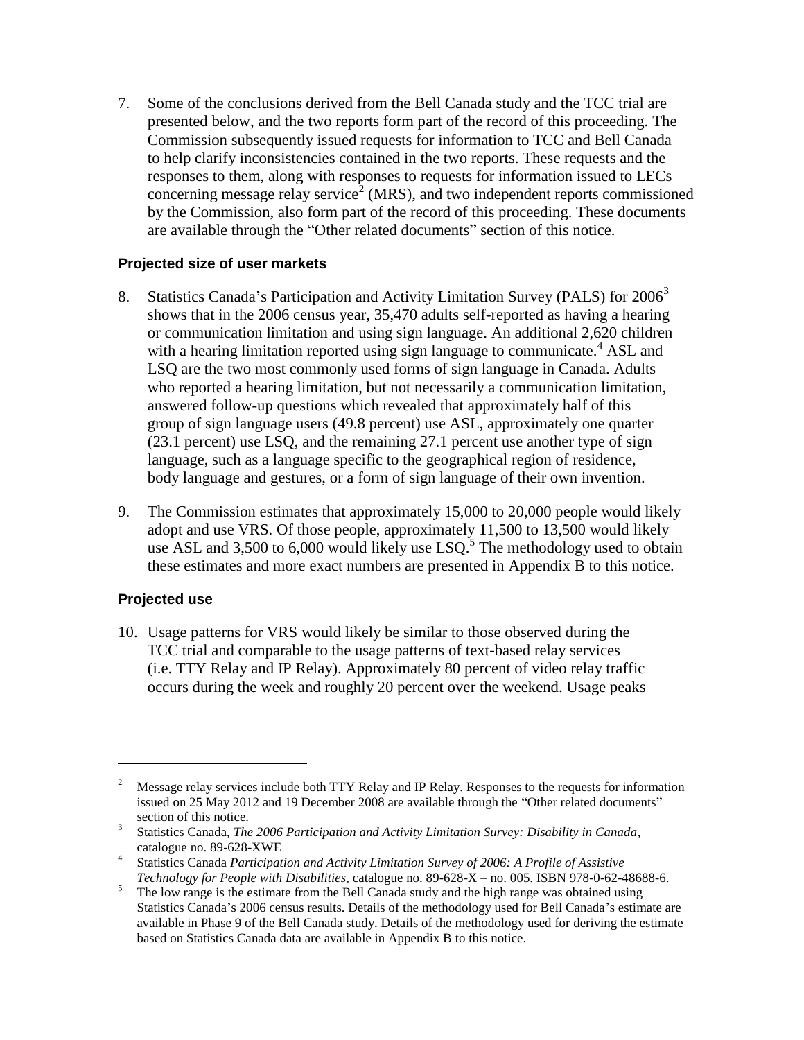7. Some of the conclusions derived from the Bell Canada study and the TCC trial are presented below, and the two reports form part of the record of this proceeding. The Commission subsequently issued requests for information to TCC and Bell Canada to help clarify inconsistencies contained in the two reports. These requests and the responses to them, along with responses to requests for information issued to LECs concerning message relay service[2] (MRS), and two independent reports commissioned by the Commission, also form part of the record of this proceeding. These documents are available through the "Other related documents" section of this notice.

### Projected size of user markets

8. Statistics Canada's Participation and Activity Limitation Survey (PALS) for 2006[3] shows that in the 2006 census year, 35,470 adults self-reported as having a hearing or communication limitation and using sign language. An additional 2,620 children with a hearing limitation reported using sign language to communicate.[4] ASL and LSQ are the two most commonly used forms of sign language in Canada. Adults who reported a hearing limitation, but not necessarily a communication limitation, answered follow-up questions which revealed that approximately half of this group of sign language users (49.8 percent) use ASL, approximately one quarter (23.1 percent) use LSQ, and the remaining 27.1 percent use another type of sign language, such as a language specific to the geographical region of residence, body language and gestures, or a form of sign language of their own invention.

9. The Commission estimates that approximately 15,000 to 20,000 people would likely adopt and use VRS. Of those people, approximately 11,500 to 13,500 would likely use ASL and 3,500 to 6,000 would likely use LSQ.[5] The methodology used to obtain these estimates and more exact numbers are presented in Appendix B to this notice.

### Projected use

10. Usage patterns for VRS would likely be similar to those observed during the TCC trial and comparable to the usage patterns of text-based relay services (i.e. TTY Relay and IP Relay). Approximately 80 percent of video relay traffic occurs during the week and roughly 20 percent over the weekend. Usage peaks

---

[2] Message relay services include both TTY Relay and IP Relay. Responses to the requests for information issued on 25 May 2012 and 19 December 2008 are available through the "Other related documents" section of this notice.

[3] Statistics Canada, *The 2006 Participation and Activity Limitation Survey: Disability in Canada*, catalogue no. 89-628-XWE

[4] Statistics Canada *Participation and Activity Limitation Survey of 2006: A Profile of Assistive Technology for People with Disabilities*, catalogue no. 89-628-X – no. 005. ISBN 978-0-62-48688-6.

[5] The low range is the estimate from the Bell Canada study and the high range was obtained using Statistics Canada's 2006 census results. Details of the methodology used for Bell Canada's estimate are available in Phase 9 of the Bell Canada study. Details of the methodology used for deriving the estimate based on Statistics Canada data are available in Appendix B to this notice.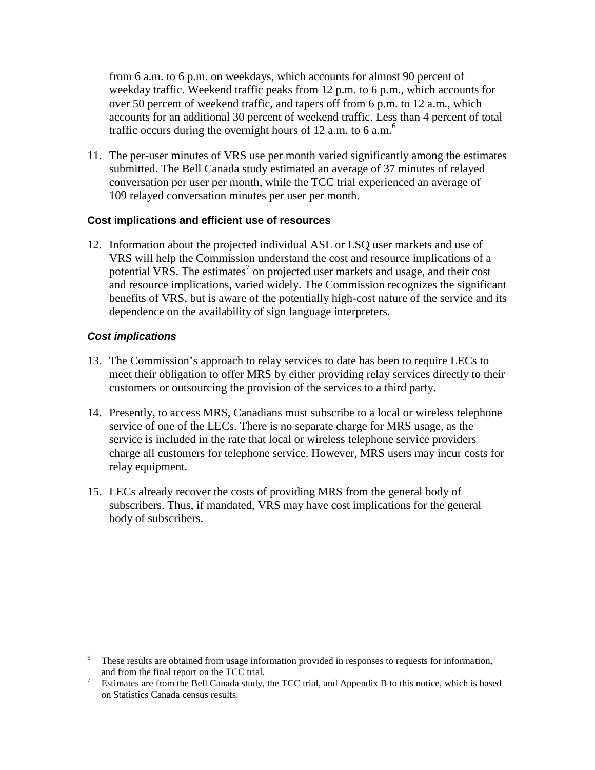from 6 a.m. to 6 p.m. on weekdays, which accounts for almost 90 percent of weekday traffic. Weekend traffic peaks from 12 p.m. to 6 p.m., which accounts for over 50 percent of weekend traffic, and tapers off from 6 p.m. to 12 a.m., which accounts for an additional 30 percent of weekend traffic. Less than 4 percent of total traffic occurs during the overnight hours of 12 a.m. to 6 a.m.[6]

11. The per-user minutes of VRS use per month varied significantly among the estimates submitted. The Bell Canada study estimated an average of 37 minutes of relayed conversation per user per month, while the TCC trial experienced an average of 109 relayed conversation minutes per user per month.

### Cost implications and efficient use of resources

12. Information about the projected individual ASL or LSQ user markets and use of VRS will help the Commission understand the cost and resource implications of a potential VRS. The estimates[7] on projected user markets and usage, and their cost and resource implications, varied widely. The Commission recognizes the significant benefits of VRS, but is aware of the potentially high-cost nature of the service and its dependence on the availability of sign language interpreters.

#### *Cost implications*

13. The Commission's approach to relay services to date has been to require LECs to meet their obligation to offer MRS by either providing relay services directly to their customers or outsourcing the provision of the services to a third party.

14. Presently, to access MRS, Canadians must subscribe to a local or wireless telephone service of one of the LECs. There is no separate charge for MRS usage, as the service is included in the rate that local or wireless telephone service providers charge all customers for telephone service. However, MRS users may incur costs for relay equipment.

15. LECs already recover the costs of providing MRS from the general body of subscribers. Thus, if mandated, VRS may have cost implications for the general body of subscribers.

---

[6] These results are obtained from usage information provided in responses to requests for information, and from the final report on the TCC trial.

[7] Estimates are from the Bell Canada study, the TCC trial, and Appendix B to this notice, which is based on Statistics Canada census results.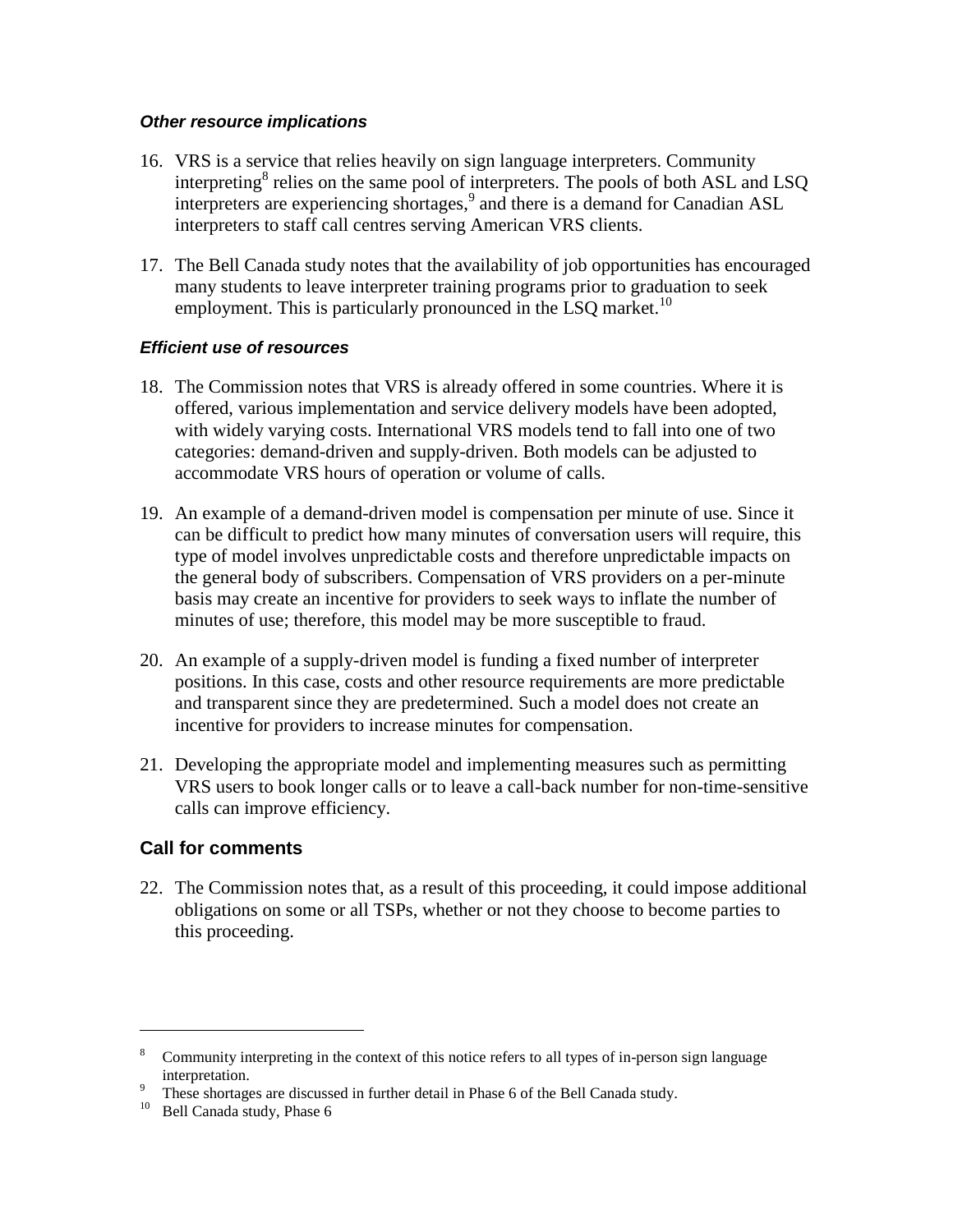### *Other resource implications*

16. VRS is a service that relies heavily on sign language interpreters. Community interpreting[8] relies on the same pool of interpreters. The pools of both ASL and LSQ interpreters are experiencing shortages,[9] and there is a demand for Canadian ASL interpreters to staff call centres serving American VRS clients.

17. The Bell Canada study notes that the availability of job opportunities has encouraged many students to leave interpreter training programs prior to graduation to seek employment. This is particularly pronounced in the LSQ market.[10]

### *Efficient use of resources*

18. The Commission notes that VRS is already offered in some countries. Where it is offered, various implementation and service delivery models have been adopted, with widely varying costs. International VRS models tend to fall into one of two categories: demand-driven and supply-driven. Both models can be adjusted to accommodate VRS hours of operation or volume of calls.

19. An example of a demand-driven model is compensation per minute of use. Since it can be difficult to predict how many minutes of conversation users will require, this type of model involves unpredictable costs and therefore unpredictable impacts on the general body of subscribers. Compensation of VRS providers on a per-minute basis may create an incentive for providers to seek ways to inflate the number of minutes of use; therefore, this model may be more susceptible to fraud.

20. An example of a supply-driven model is funding a fixed number of interpreter positions. In this case, costs and other resource requirements are more predictable and transparent since they are predetermined. Such a model does not create an incentive for providers to increase minutes for compensation.

21. Developing the appropriate model and implementing measures such as permitting VRS users to book longer calls or to leave a call-back number for non-time-sensitive calls can improve efficiency.

## Call for comments

22. The Commission notes that, as a result of this proceeding, it could impose additional obligations on some or all TSPs, whether or not they choose to become parties to this proceeding.

---

[8] Community interpreting in the context of this notice refers to all types of in-person sign language interpretation.

[9] These shortages are discussed in further detail in Phase 6 of the Bell Canada study.

[10] Bell Canada study, Phase 6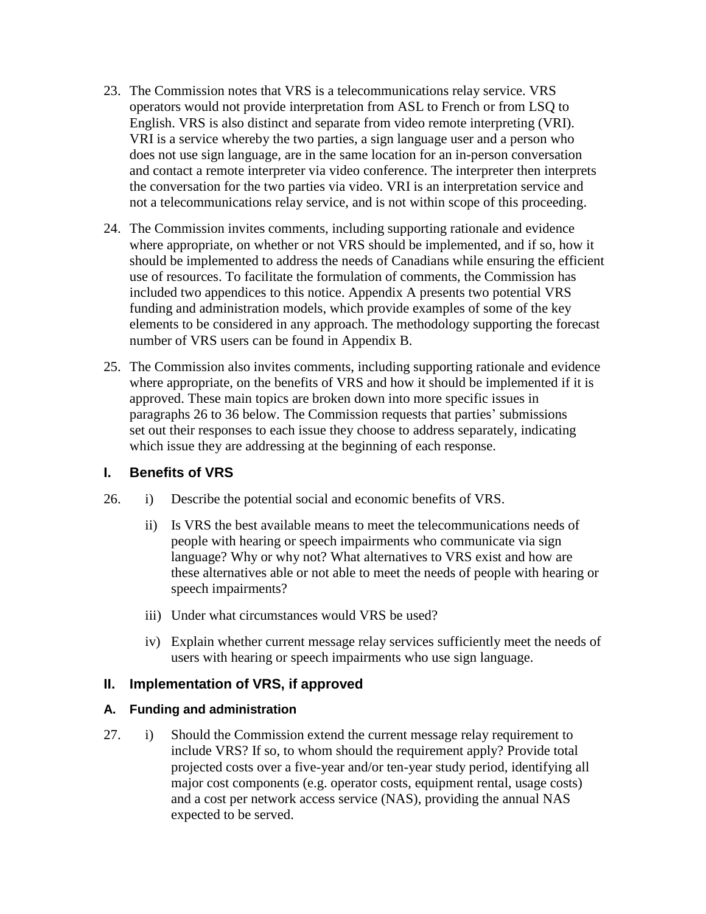23. The Commission notes that VRS is a telecommunications relay service. VRS operators would not provide interpretation from ASL to French or from LSQ to English. VRS is also distinct and separate from video remote interpreting (VRI). VRI is a service whereby the two parties, a sign language user and a person who does not use sign language, are in the same location for an in-person conversation and contact a remote interpreter via video conference. The interpreter then interprets the conversation for the two parties via video. VRI is an interpretation service and not a telecommunications relay service, and is not within scope of this proceeding.

24. The Commission invites comments, including supporting rationale and evidence where appropriate, on whether or not VRS should be implemented, and if so, how it should be implemented to address the needs of Canadians while ensuring the efficient use of resources. To facilitate the formulation of comments, the Commission has included two appendices to this notice. Appendix A presents two potential VRS funding and administration models, which provide examples of some of the key elements to be considered in any approach. The methodology supporting the forecast number of VRS users can be found in Appendix B.

25. The Commission also invites comments, including supporting rationale and evidence where appropriate, on the benefits of VRS and how it should be implemented if it is approved. These main topics are broken down into more specific issues in paragraphs 26 to 36 below. The Commission requests that parties' submissions set out their responses to each issue they choose to address separately, indicating which issue they are addressing at the beginning of each response.

## I. Benefits of VRS

26. i) Describe the potential social and economic benefits of VRS.

    ii) Is VRS the best available means to meet the telecommunications needs of people with hearing or speech impairments who communicate via sign language? Why or why not? What alternatives to VRS exist and how are these alternatives able or not able to meet the needs of people with hearing or speech impairments?

    iii) Under what circumstances would VRS be used?

    iv) Explain whether current message relay services sufficiently meet the needs of users with hearing or speech impairments who use sign language.

## II. Implementation of VRS, if approved

### A. Funding and administration

27. i) Should the Commission extend the current message relay requirement to include VRS? If so, to whom should the requirement apply? Provide total projected costs over a five-year and/or ten-year study period, identifying all major cost components (e.g. operator costs, equipment rental, usage costs) and a cost per network access service (NAS), providing the annual NAS expected to be served.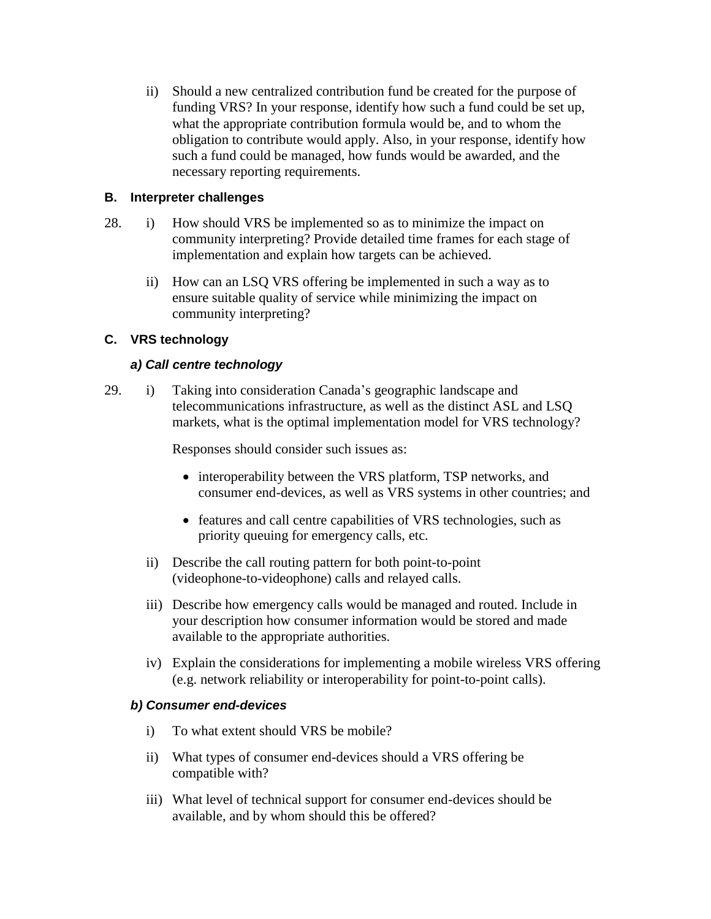ii) Should a new centralized contribution fund be created for the purpose of funding VRS? In your response, identify how such a fund could be set up, what the appropriate contribution formula would be, and to whom the obligation to contribute would apply. Also, in your response, identify how such a fund could be managed, how funds would be awarded, and the necessary reporting requirements.

### B. Interpreter challenges

28. i) How should VRS be implemented so as to minimize the impact on community interpreting? Provide detailed time frames for each stage of implementation and explain how targets can be achieved.

    ii) How can an LSQ VRS offering be implemented in such a way as to ensure suitable quality of service while minimizing the impact on community interpreting?

### C. VRS technology

#### *a) Call centre technology*

29. i) Taking into consideration Canada's geographic landscape and telecommunications infrastructure, as well as the distinct ASL and LSQ markets, what is the optimal implementation model for VRS technology?

    Responses should consider such issues as:

    - interoperability between the VRS platform, TSP networks, and consumer end-devices, as well as VRS systems in other countries; and
    - features and call centre capabilities of VRS technologies, such as priority queuing for emergency calls, etc.

    ii) Describe the call routing pattern for both point-to-point (videophone-to-videophone) calls and relayed calls.

    iii) Describe how emergency calls would be managed and routed. Include in your description how consumer information would be stored and made available to the appropriate authorities.

    iv) Explain the considerations for implementing a mobile wireless VRS offering (e.g. network reliability or interoperability for point-to-point calls).

#### *b) Consumer end-devices*

i) To what extent should VRS be mobile?

ii) What types of consumer end-devices should a VRS offering be compatible with?

iii) What level of technical support for consumer end-devices should be available, and by whom should this be offered?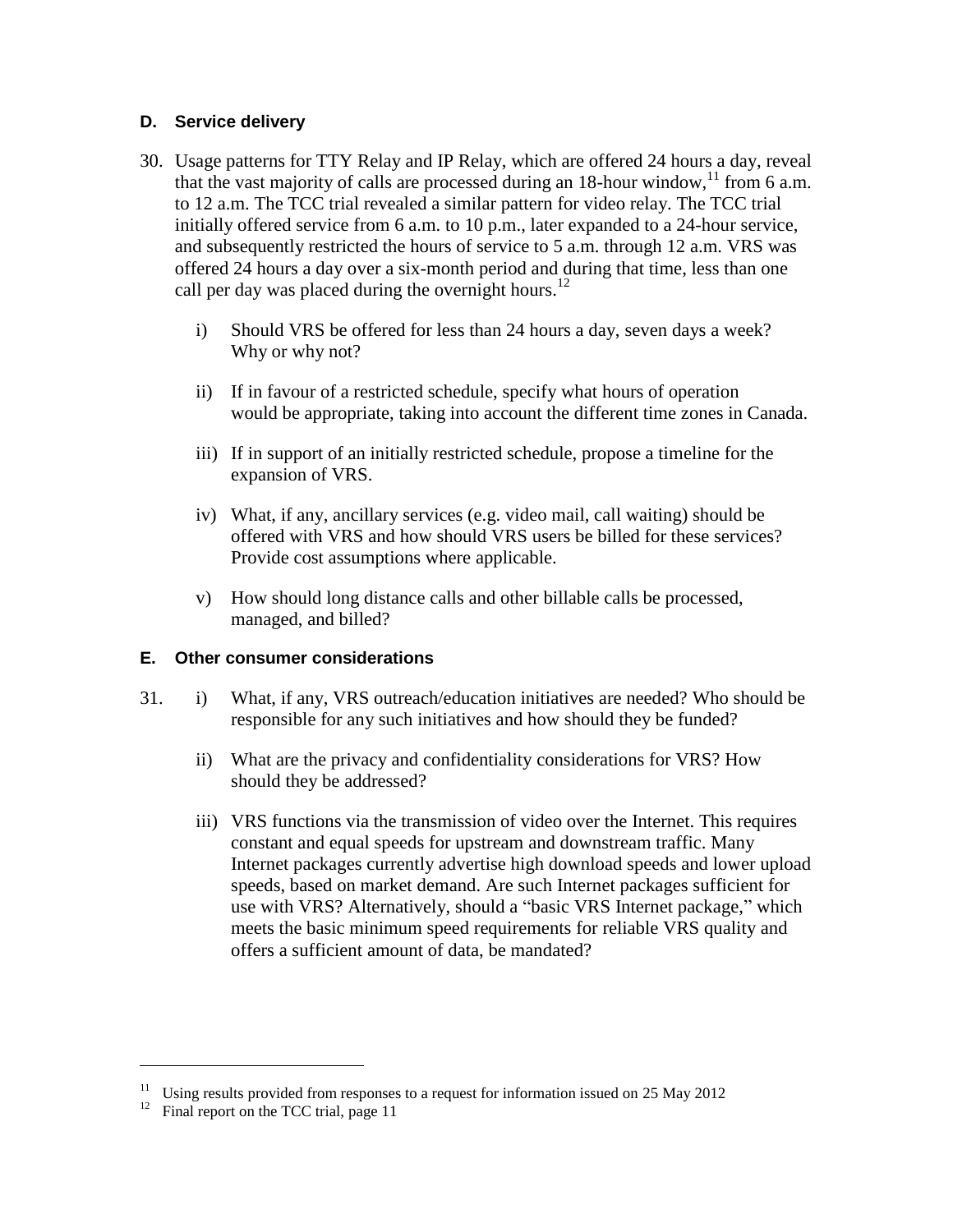### D. Service delivery

30. Usage patterns for TTY Relay and IP Relay, which are offered 24 hours a day, reveal that the vast majority of calls are processed during an 18-hour window,[11] from 6 a.m. to 12 a.m. The TCC trial revealed a similar pattern for video relay. The TCC trial initially offered service from 6 a.m. to 10 p.m., later expanded to a 24-hour service, and subsequently restricted the hours of service to 5 a.m. through 12 a.m. VRS was offered 24 hours a day over a six-month period and during that time, less than one call per day was placed during the overnight hours.[12]

    i) Should VRS be offered for less than 24 hours a day, seven days a week? Why or why not?

    ii) If in favour of a restricted schedule, specify what hours of operation would be appropriate, taking into account the different time zones in Canada.

    iii) If in support of an initially restricted schedule, propose a timeline for the expansion of VRS.

    iv) What, if any, ancillary services (e.g. video mail, call waiting) should be offered with VRS and how should VRS users be billed for these services? Provide cost assumptions where applicable.

    v) How should long distance calls and other billable calls be processed, managed, and billed?

### E. Other consumer considerations

31. i) What, if any, VRS outreach/education initiatives are needed? Who should be responsible for any such initiatives and how should they be funded?

    ii) What are the privacy and confidentiality considerations for VRS? How should they be addressed?

    iii) VRS functions via the transmission of video over the Internet. This requires constant and equal speeds for upstream and downstream traffic. Many Internet packages currently advertise high download speeds and lower upload speeds, based on market demand. Are such Internet packages sufficient for use with VRS? Alternatively, should a "basic VRS Internet package," which meets the basic minimum speed requirements for reliable VRS quality and offers a sufficient amount of data, be mandated?

---

[11] Using results provided from responses to a request for information issued on 25 May 2012

[12] Final report on the TCC trial, page 11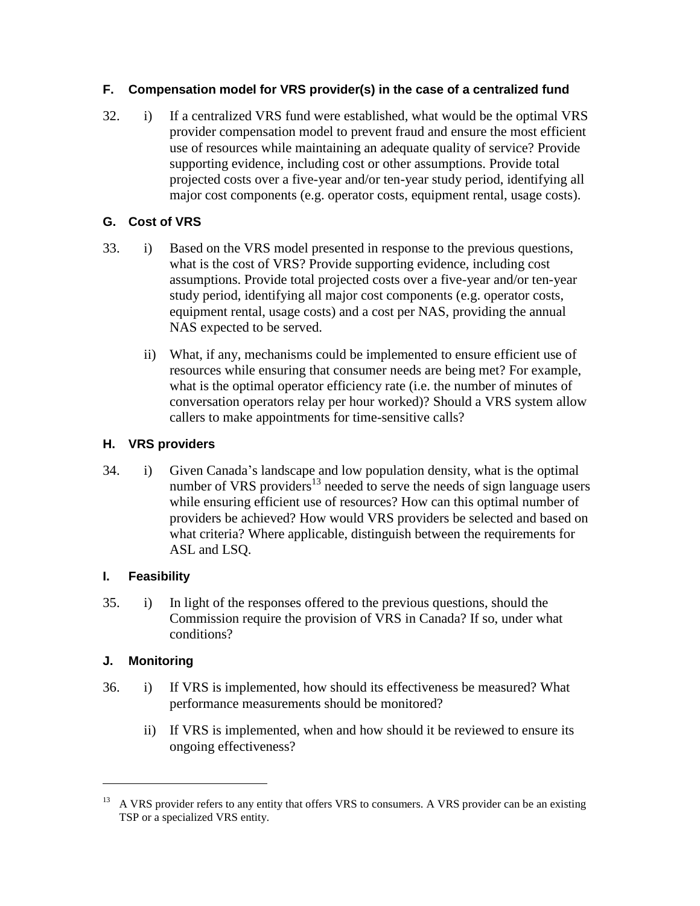### F. Compensation model for VRS provider(s) in the case of a centralized fund

32. i) If a centralized VRS fund were established, what would be the optimal VRS provider compensation model to prevent fraud and ensure the most efficient use of resources while maintaining an adequate quality of service? Provide supporting evidence, including cost or other assumptions. Provide total projected costs over a five-year and/or ten-year study period, identifying all major cost components (e.g. operator costs, equipment rental, usage costs).

### G. Cost of VRS

33. i) Based on the VRS model presented in response to the previous questions, what is the cost of VRS? Provide supporting evidence, including cost assumptions. Provide total projected costs over a five-year and/or ten-year study period, identifying all major cost components (e.g. operator costs, equipment rental, usage costs) and a cost per NAS, providing the annual NAS expected to be served.

    ii) What, if any, mechanisms could be implemented to ensure efficient use of resources while ensuring that consumer needs are being met? For example, what is the optimal operator efficiency rate (i.e. the number of minutes of conversation operators relay per hour worked)? Should a VRS system allow callers to make appointments for time-sensitive calls?

### H. VRS providers

34. i) Given Canada's landscape and low population density, what is the optimal number of VRS providers[13] needed to serve the needs of sign language users while ensuring efficient use of resources? How can this optimal number of providers be achieved? How would VRS providers be selected and based on what criteria? Where applicable, distinguish between the requirements for ASL and LSQ.

### I. Feasibility

35. i) In light of the responses offered to the previous questions, should the Commission require the provision of VRS in Canada? If so, under what conditions?

### J. Monitoring

36. i) If VRS is implemented, how should its effectiveness be measured? What performance measurements should be monitored?

    ii) If VRS is implemented, when and how should it be reviewed to ensure its ongoing effectiveness?

---

[13] A VRS provider refers to any entity that offers VRS to consumers. A VRS provider can be an existing TSP or a specialized VRS entity.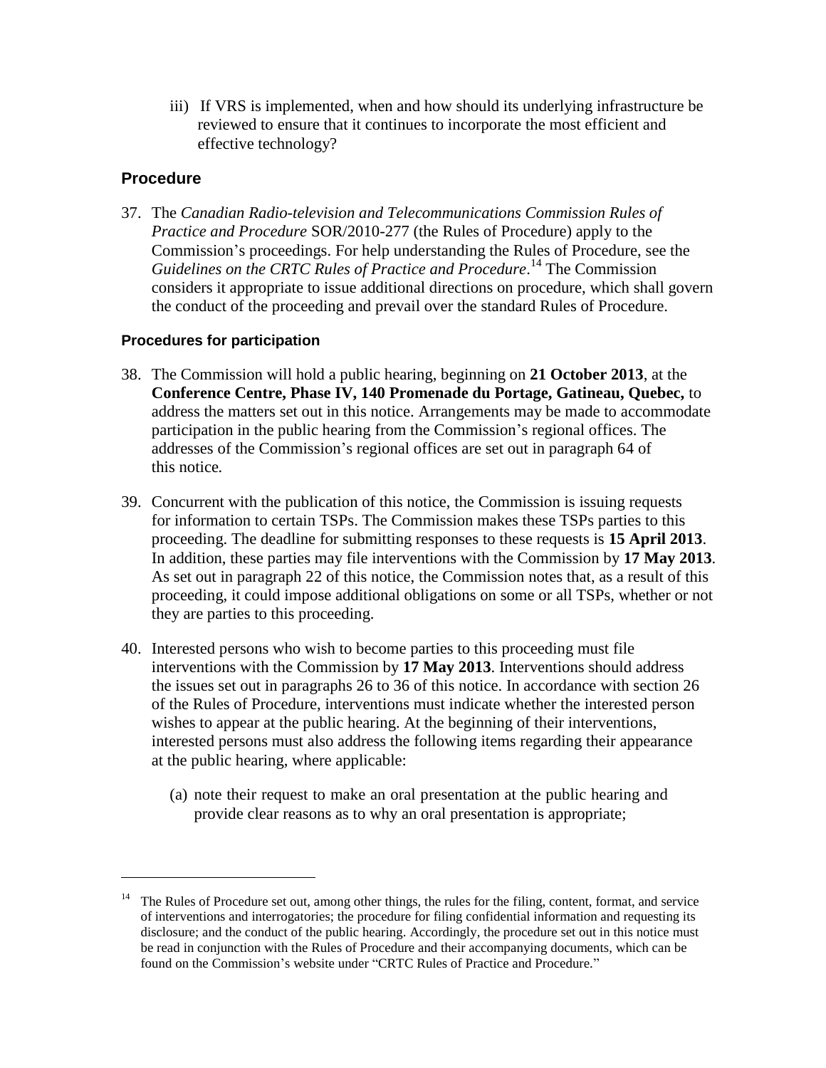iii) If VRS is implemented, when and how should its underlying infrastructure be reviewed to ensure that it continues to incorporate the most efficient and effective technology?

## Procedure

37. The *Canadian Radio-television and Telecommunications Commission Rules of Practice and Procedure* SOR/2010-277 (the Rules of Procedure) apply to the Commission's proceedings. For help understanding the Rules of Procedure, see the *Guidelines on the CRTC Rules of Practice and Procedure*.[14] The Commission considers it appropriate to issue additional directions on procedure, which shall govern the conduct of the proceeding and prevail over the standard Rules of Procedure.

### Procedures for participation

38. The Commission will hold a public hearing, beginning on **21 October 2013**, at the **Conference Centre, Phase IV, 140 Promenade du Portage, Gatineau, Quebec,** to address the matters set out in this notice. Arrangements may be made to accommodate participation in the public hearing from the Commission's regional offices. The addresses of the Commission's regional offices are set out in paragraph 64 of this notice.

39. Concurrent with the publication of this notice, the Commission is issuing requests for information to certain TSPs. The Commission makes these TSPs parties to this proceeding. The deadline for submitting responses to these requests is **15 April 2013**. In addition, these parties may file interventions with the Commission by **17 May 2013**. As set out in paragraph 22 of this notice, the Commission notes that, as a result of this proceeding, it could impose additional obligations on some or all TSPs, whether or not they are parties to this proceeding.

40. Interested persons who wish to become parties to this proceeding must file interventions with the Commission by **17 May 2013**. Interventions should address the issues set out in paragraphs 26 to 36 of this notice. In accordance with section 26 of the Rules of Procedure, interventions must indicate whether the interested person wishes to appear at the public hearing. At the beginning of their interventions, interested persons must also address the following items regarding their appearance at the public hearing, where applicable:

    (a) note their request to make an oral presentation at the public hearing and provide clear reasons as to why an oral presentation is appropriate;

---

[14] The Rules of Procedure set out, among other things, the rules for the filing, content, format, and service of interventions and interrogatories; the procedure for filing confidential information and requesting its disclosure; and the conduct of the public hearing. Accordingly, the procedure set out in this notice must be read in conjunction with the Rules of Procedure and their accompanying documents, which can be found on the Commission's website under "CRTC Rules of Practice and Procedure."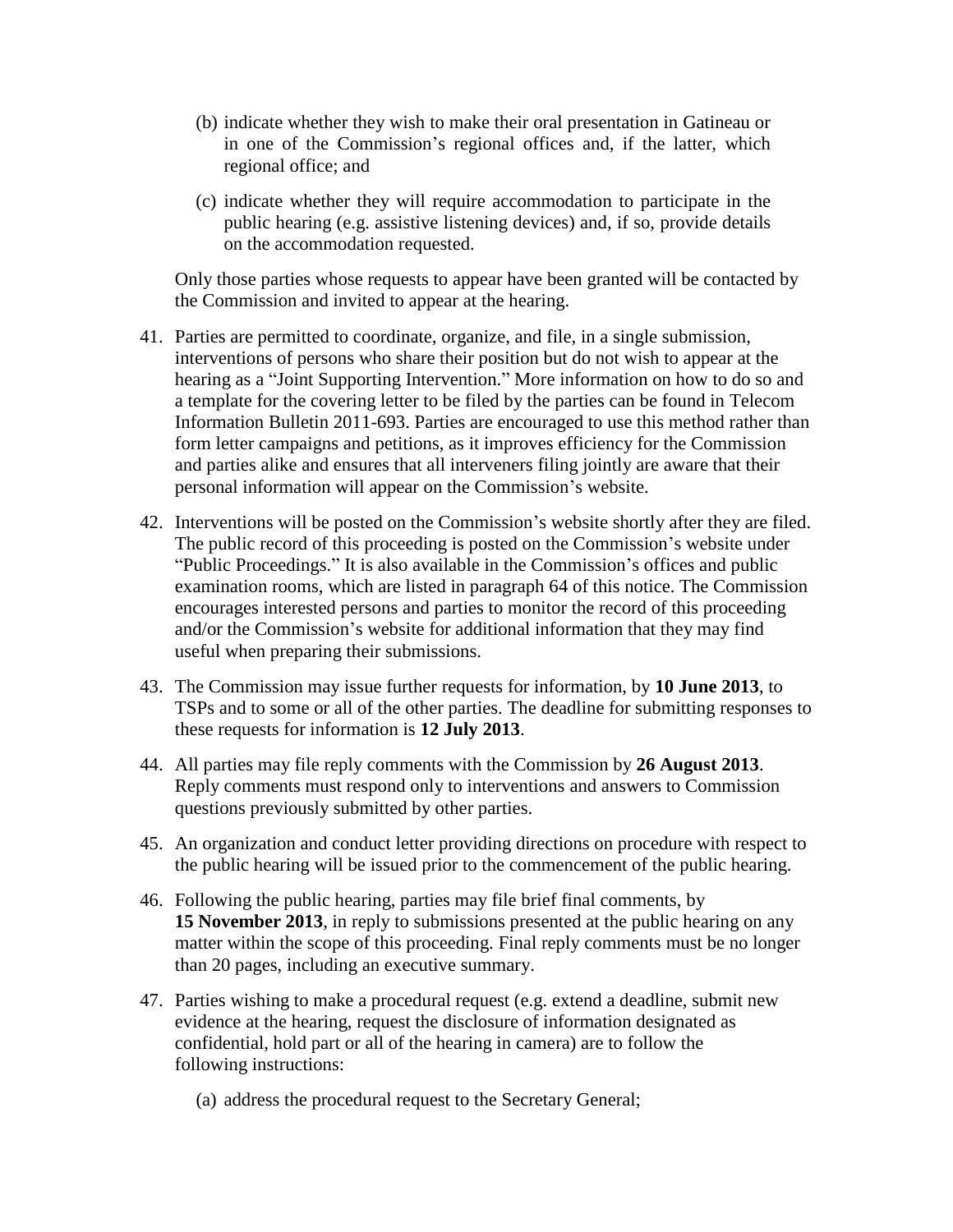(b) indicate whether they wish to make their oral presentation in Gatineau or in one of the Commission's regional offices and, if the latter, which regional office; and

(c) indicate whether they will require accommodation to participate in the public hearing (e.g. assistive listening devices) and, if so, provide details on the accommodation requested.

Only those parties whose requests to appear have been granted will be contacted by the Commission and invited to appear at the hearing.

41. Parties are permitted to coordinate, organize, and file, in a single submission, interventions of persons who share their position but do not wish to appear at the hearing as a "Joint Supporting Intervention." More information on how to do so and a template for the covering letter to be filed by the parties can be found in Telecom Information Bulletin 2011-693. Parties are encouraged to use this method rather than form letter campaigns and petitions, as it improves efficiency for the Commission and parties alike and ensures that all interveners filing jointly are aware that their personal information will appear on the Commission's website.

42. Interventions will be posted on the Commission's website shortly after they are filed. The public record of this proceeding is posted on the Commission's website under "Public Proceedings." It is also available in the Commission's offices and public examination rooms, which are listed in paragraph 64 of this notice. The Commission encourages interested persons and parties to monitor the record of this proceeding and/or the Commission's website for additional information that they may find useful when preparing their submissions.

43. The Commission may issue further requests for information, by **10 June 2013**, to TSPs and to some or all of the other parties. The deadline for submitting responses to these requests for information is **12 July 2013**.

44. All parties may file reply comments with the Commission by **26 August 2013**. Reply comments must respond only to interventions and answers to Commission questions previously submitted by other parties.

45. An organization and conduct letter providing directions on procedure with respect to the public hearing will be issued prior to the commencement of the public hearing.

46. Following the public hearing, parties may file brief final comments, by **15 November 2013**, in reply to submissions presented at the public hearing on any matter within the scope of this proceeding. Final reply comments must be no longer than 20 pages, including an executive summary.

47. Parties wishing to make a procedural request (e.g. extend a deadline, submit new evidence at the hearing, request the disclosure of information designated as confidential, hold part or all of the hearing in camera) are to follow the following instructions:

(a) address the procedural request to the Secretary General;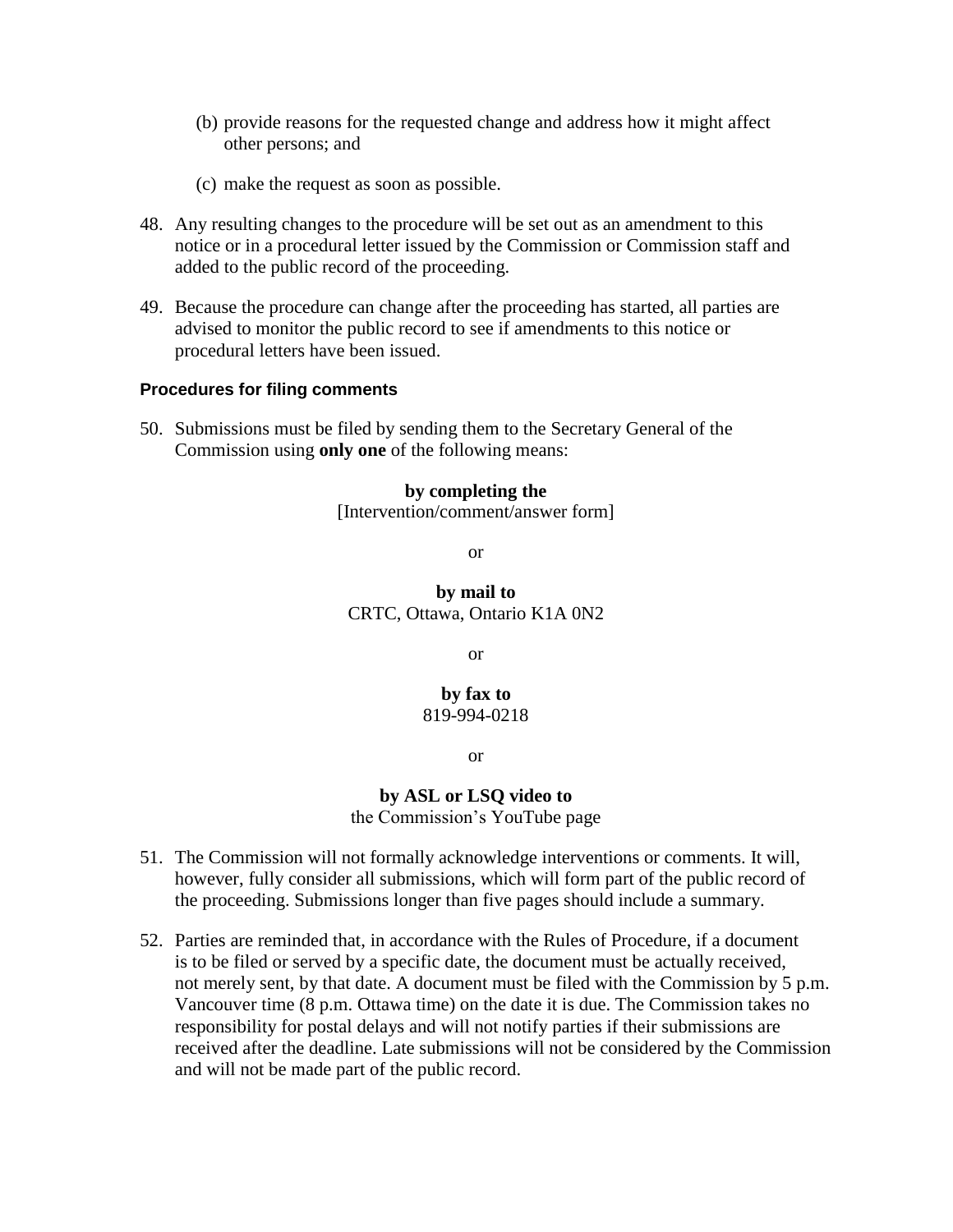(b) provide reasons for the requested change and address how it might affect other persons; and

(c) make the request as soon as possible.

48. Any resulting changes to the procedure will be set out as an amendment to this notice or in a procedural letter issued by the Commission or Commission staff and added to the public record of the proceeding.

49. Because the procedure can change after the proceeding has started, all parties are advised to monitor the public record to see if amendments to this notice or procedural letters have been issued.

### Procedures for filing comments

50. Submissions must be filed by sending them to the Secretary General of the Commission using **only one** of the following means:

**by completing the**
[Intervention/comment/answer form]

or

**by mail to**
CRTC, Ottawa, Ontario K1A 0N2

or

**by fax to**
819-994-0218

or

**by ASL or LSQ video to**
the Commission's YouTube page

51. The Commission will not formally acknowledge interventions or comments. It will, however, fully consider all submissions, which will form part of the public record of the proceeding. Submissions longer than five pages should include a summary.

52. Parties are reminded that, in accordance with the Rules of Procedure, if a document is to be filed or served by a specific date, the document must be actually received, not merely sent, by that date. A document must be filed with the Commission by 5 p.m. Vancouver time (8 p.m. Ottawa time) on the date it is due. The Commission takes no responsibility for postal delays and will not notify parties if their submissions are received after the deadline. Late submissions will not be considered by the Commission and will not be made part of the public record.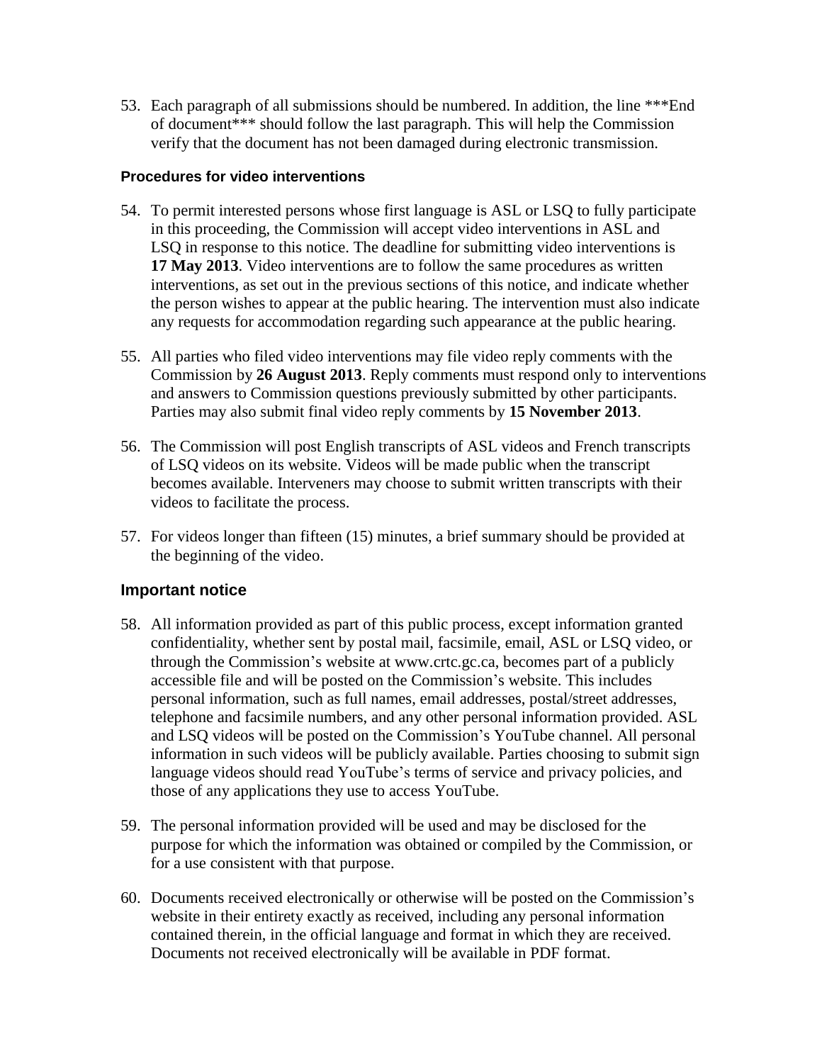53. Each paragraph of all submissions should be numbered. In addition, the line ***End of document*** should follow the last paragraph. This will help the Commission verify that the document has not been damaged during electronic transmission.

#### Procedures for video interventions

54. To permit interested persons whose first language is ASL or LSQ to fully participate in this proceeding, the Commission will accept video interventions in ASL and LSQ in response to this notice. The deadline for submitting video interventions is **17 May 2013**. Video interventions are to follow the same procedures as written interventions, as set out in the previous sections of this notice, and indicate whether the person wishes to appear at the public hearing. The intervention must also indicate any requests for accommodation regarding such appearance at the public hearing.

55. All parties who filed video interventions may file video reply comments with the Commission by **26 August 2013**. Reply comments must respond only to interventions and answers to Commission questions previously submitted by other participants. Parties may also submit final video reply comments by **15 November 2013**.

56. The Commission will post English transcripts of ASL videos and French transcripts of LSQ videos on its website. Videos will be made public when the transcript becomes available. Interveners may choose to submit written transcripts with their videos to facilitate the process.

57. For videos longer than fifteen (15) minutes, a brief summary should be provided at the beginning of the video.

### Important notice

58. All information provided as part of this public process, except information granted confidentiality, whether sent by postal mail, facsimile, email, ASL or LSQ video, or through the Commission's website at www.crtc.gc.ca, becomes part of a publicly accessible file and will be posted on the Commission's website. This includes personal information, such as full names, email addresses, postal/street addresses, telephone and facsimile numbers, and any other personal information provided. ASL and LSQ videos will be posted on the Commission's YouTube channel. All personal information in such videos will be publicly available. Parties choosing to submit sign language videos should read YouTube's terms of service and privacy policies, and those of any applications they use to access YouTube.

59. The personal information provided will be used and may be disclosed for the purpose for which the information was obtained or compiled by the Commission, or for a use consistent with that purpose.

60. Documents received electronically or otherwise will be posted on the Commission's website in their entirety exactly as received, including any personal information contained therein, in the official language and format in which they are received. Documents not received electronically will be available in PDF format.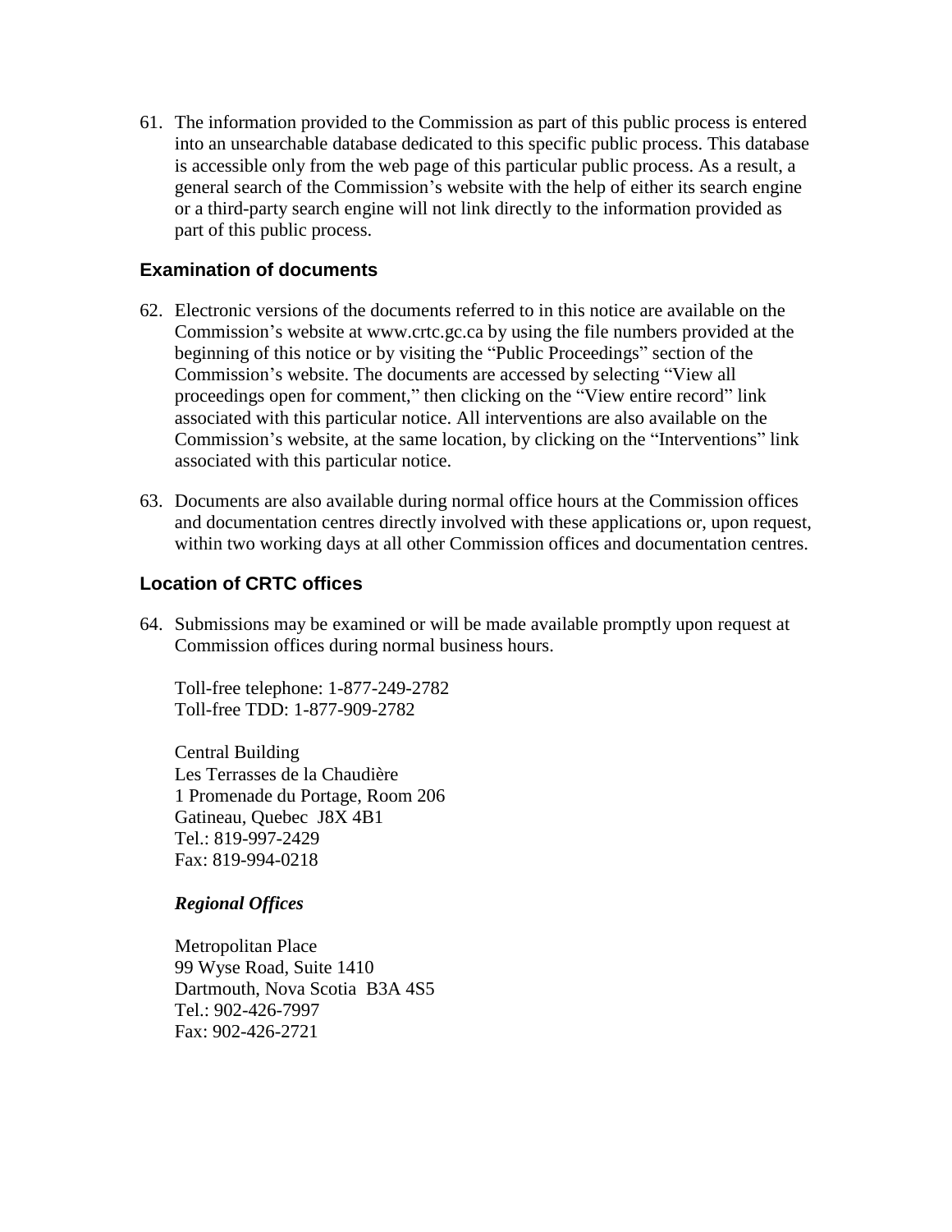61. The information provided to the Commission as part of this public process is entered into an unsearchable database dedicated to this specific public process. This database is accessible only from the web page of this particular public process. As a result, a general search of the Commission's website with the help of either its search engine or a third-party search engine will not link directly to the information provided as part of this public process.

### Examination of documents

62. Electronic versions of the documents referred to in this notice are available on the Commission's website at www.crtc.gc.ca by using the file numbers provided at the beginning of this notice or by visiting the "Public Proceedings" section of the Commission's website. The documents are accessed by selecting "View all proceedings open for comment," then clicking on the "View entire record" link associated with this particular notice. All interventions are also available on the Commission's website, at the same location, by clicking on the "Interventions" link associated with this particular notice.

63. Documents are also available during normal office hours at the Commission offices and documentation centres directly involved with these applications or, upon request, within two working days at all other Commission offices and documentation centres.

### Location of CRTC offices

64. Submissions may be examined or will be made available promptly upon request at Commission offices during normal business hours.

    Toll-free telephone: 1-877-249-2782
    Toll-free TDD: 1-877-909-2782

    Central Building
    Les Terrasses de la Chaudière
    1 Promenade du Portage, Room 206
    Gatineau, Quebec J8X 4B1
    Tel.: 819-997-2429
    Fax: 819-994-0218

    ***Regional Offices***

    Metropolitan Place
    99 Wyse Road, Suite 1410
    Dartmouth, Nova Scotia B3A 4S5
    Tel.: 902-426-7997
    Fax: 902-426-2721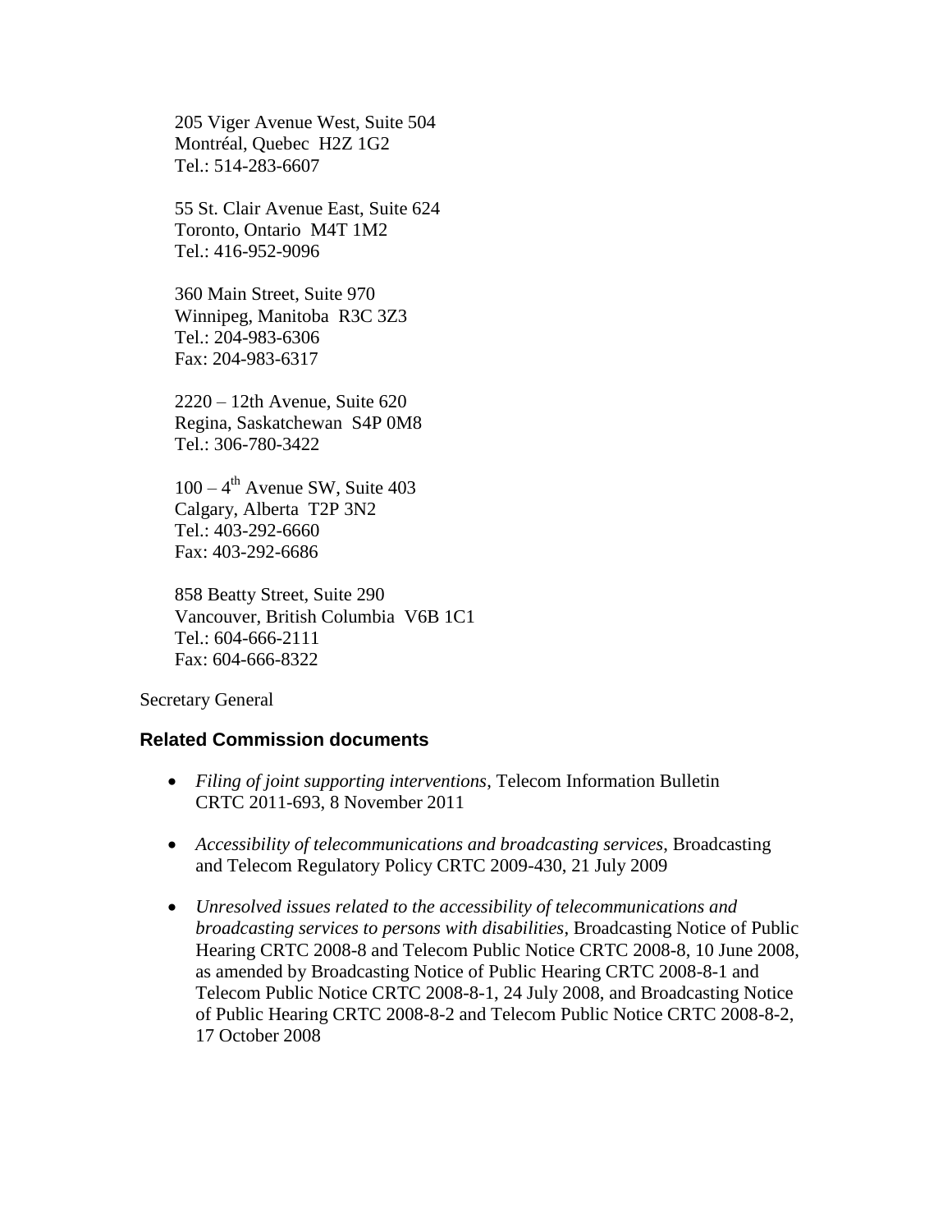205 Viger Avenue West, Suite 504
Montréal, Quebec  H2Z 1G2
Tel.: 514-283-6607

55 St. Clair Avenue East, Suite 624
Toronto, Ontario  M4T 1M2
Tel.: 416-952-9096

360 Main Street, Suite 970
Winnipeg, Manitoba  R3C 3Z3
Tel.: 204-983-6306
Fax: 204-983-6317

2220 – 12th Avenue, Suite 620
Regina, Saskatchewan  S4P 0M8
Tel.: 306-780-3422

100 – 4th Avenue SW, Suite 403
Calgary, Alberta  T2P 3N2
Tel.: 403-292-6660
Fax: 403-292-6686

858 Beatty Street, Suite 290
Vancouver, British Columbia  V6B 1C1
Tel.: 604-666-2111
Fax: 604-666-8322

Secretary General

### Related Commission documents

- *Filing of joint supporting interventions*, Telecom Information Bulletin CRTC 2011-693, 8 November 2011
- *Accessibility of telecommunications and broadcasting services*, Broadcasting and Telecom Regulatory Policy CRTC 2009-430, 21 July 2009
- *Unresolved issues related to the accessibility of telecommunications and broadcasting services to persons with disabilities*, Broadcasting Notice of Public Hearing CRTC 2008-8 and Telecom Public Notice CRTC 2008-8, 10 June 2008, as amended by Broadcasting Notice of Public Hearing CRTC 2008-8-1 and Telecom Public Notice CRTC 2008-8-1, 24 July 2008, and Broadcasting Notice of Public Hearing CRTC 2008-8-2 and Telecom Public Notice CRTC 2008-8-2, 17 October 2008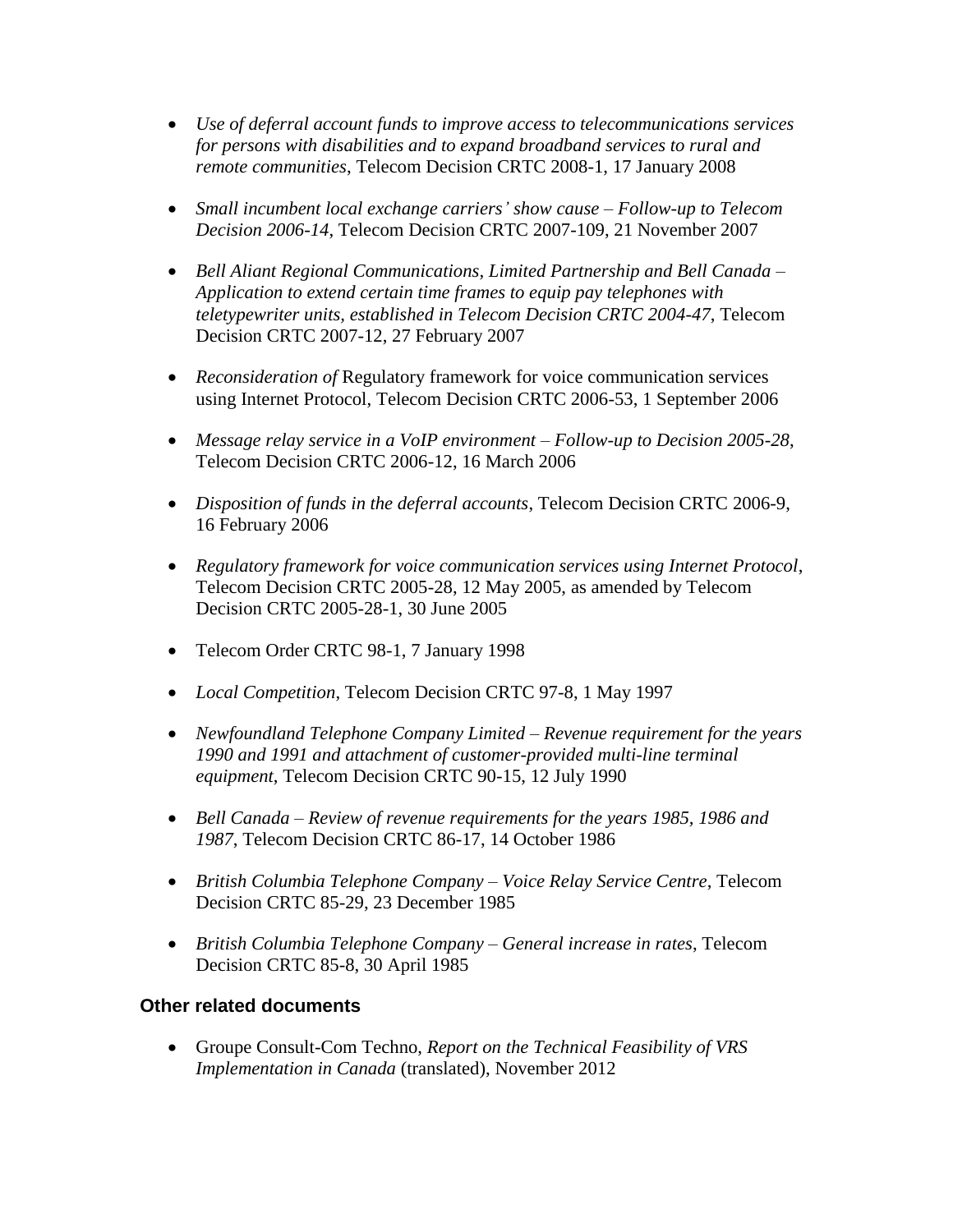- *Use of deferral account funds to improve access to telecommunications services for persons with disabilities and to expand broadband services to rural and remote communities*, Telecom Decision CRTC 2008-1, 17 January 2008

- *Small incumbent local exchange carriers' show cause – Follow-up to Telecom Decision 2006-14*, Telecom Decision CRTC 2007-109, 21 November 2007

- *Bell Aliant Regional Communications, Limited Partnership and Bell Canada – Application to extend certain time frames to equip pay telephones with teletypewriter units, established in Telecom Decision CRTC 2004-47*, Telecom Decision CRTC 2007-12, 27 February 2007

- *Reconsideration of* Regulatory framework for voice communication services using Internet Protocol, Telecom Decision CRTC 2006-53, 1 September 2006

- *Message relay service in a VoIP environment – Follow-up to Decision 2005-28*, Telecom Decision CRTC 2006-12, 16 March 2006

- *Disposition of funds in the deferral accounts*, Telecom Decision CRTC 2006-9, 16 February 2006

- *Regulatory framework for voice communication services using Internet Protocol*, Telecom Decision CRTC 2005-28, 12 May 2005, as amended by Telecom Decision CRTC 2005-28-1, 30 June 2005

- Telecom Order CRTC 98-1, 7 January 1998

- *Local Competition*, Telecom Decision CRTC 97-8, 1 May 1997

- *Newfoundland Telephone Company Limited – Revenue requirement for the years 1990 and 1991 and attachment of customer-provided multi-line terminal equipment*, Telecom Decision CRTC 90-15, 12 July 1990

- *Bell Canada – Review of revenue requirements for the years 1985, 1986 and 1987*, Telecom Decision CRTC 86-17, 14 October 1986

- *British Columbia Telephone Company – Voice Relay Service Centre*, Telecom Decision CRTC 85-29, 23 December 1985

- *British Columbia Telephone Company – General increase in rates*, Telecom Decision CRTC 85-8, 30 April 1985

### Other related documents

- Groupe Consult-Com Techno, *Report on the Technical Feasibility of VRS Implementation in Canada* (translated), November 2012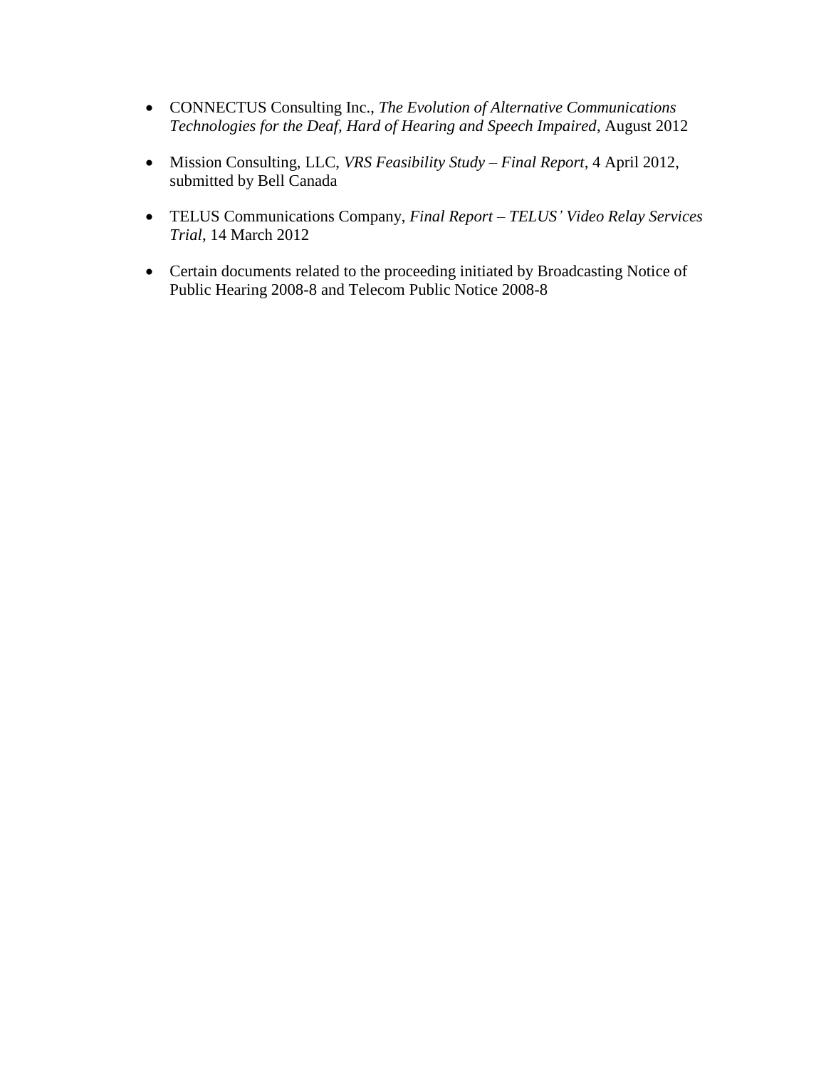- CONNECTUS Consulting Inc., *The Evolution of Alternative Communications Technologies for the Deaf, Hard of Hearing and Speech Impaired*, August 2012

- Mission Consulting, LLC, *VRS Feasibility Study – Final Report*, 4 April 2012, submitted by Bell Canada

- TELUS Communications Company, *Final Report – TELUS' Video Relay Services Trial*, 14 March 2012

- Certain documents related to the proceeding initiated by Broadcasting Notice of Public Hearing 2008-8 and Telecom Public Notice 2008-8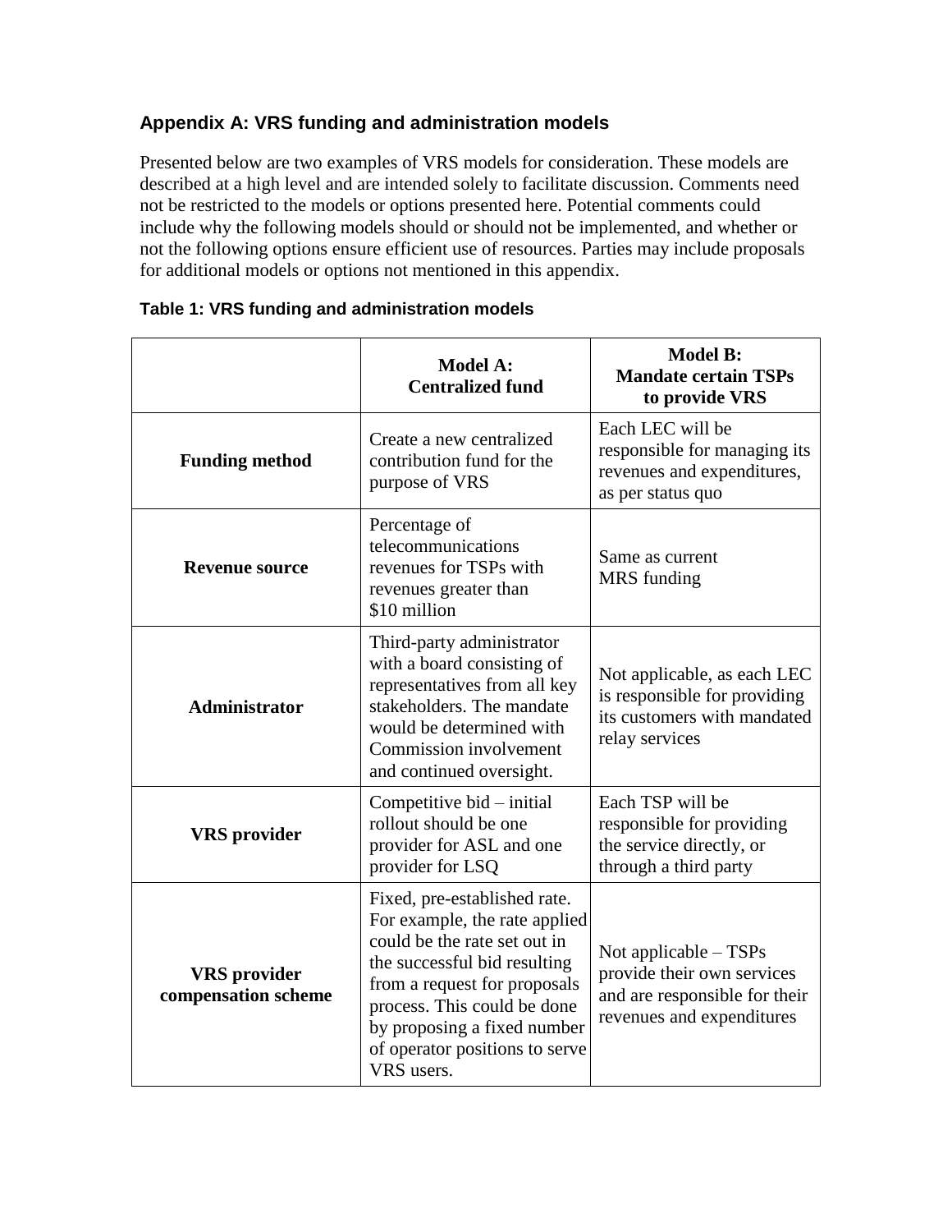## Appendix A: VRS funding and administration models

Presented below are two examples of VRS models for consideration. These models are described at a high level and are intended solely to facilitate discussion. Comments need not be restricted to the models or options presented here. Potential comments could include why the following models should or should not be implemented, and whether or not the following options ensure efficient use of resources. Parties may include proposals for additional models or options not mentioned in this appendix.

**Table 1: VRS funding and administration models**

| | **Model A: Centralized fund** | **Model B: Mandate certain TSPs to provide VRS** |
|---|---|---|
| **Funding method** | Create a new centralized contribution fund for the purpose of VRS | Each LEC will be responsible for managing its revenues and expenditures, as per status quo |
| **Revenue source** | Percentage of telecommunications revenues for TSPs with revenues greater than $10 million | Same as current MRS funding |
| **Administrator** | Third-party administrator with a board consisting of representatives from all key stakeholders. The mandate would be determined with Commission involvement and continued oversight. | Not applicable, as each LEC is responsible for providing its customers with mandated relay services |
| **VRS provider** | Competitive bid – initial rollout should be one provider for ASL and one provider for LSQ | Each TSP will be responsible for providing the service directly, or through a third party |
| **VRS provider compensation scheme** | Fixed, pre-established rate. For example, the rate applied could be the rate set out in the successful bid resulting from a request for proposals process. This could be done by proposing a fixed number of operator positions to serve VRS users. | Not applicable – TSPs provide their own services and are responsible for their revenues and expenditures |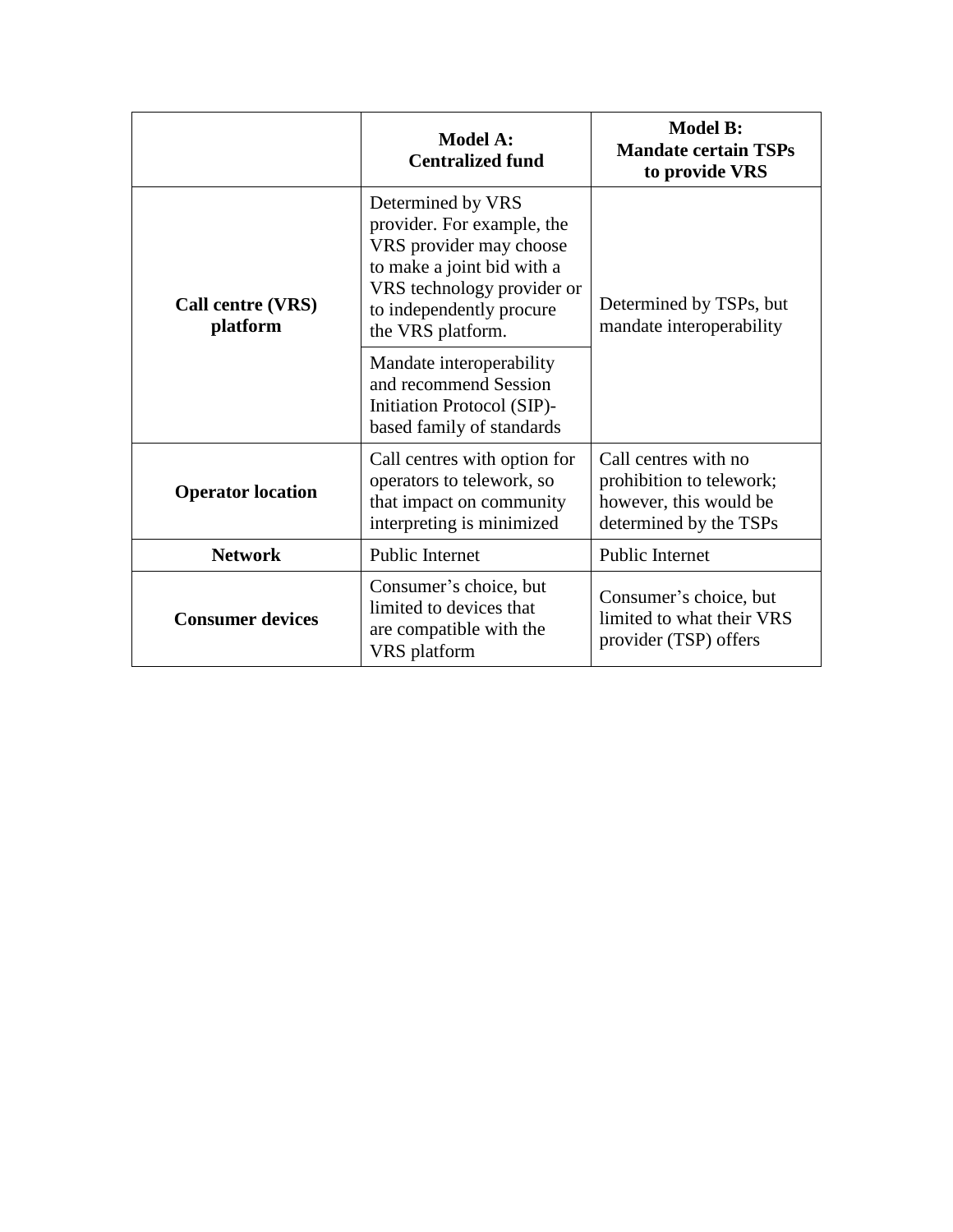| | Model A: Centralized fund | Model B: Mandate certain TSPs to provide VRS |
|---|---|---|
| **Call centre (VRS) platform** | Determined by VRS provider. For example, the VRS provider may choose to make a joint bid with a VRS technology provider or to independently procure the VRS platform. | Determined by TSPs, but mandate interoperability |
| | Mandate interoperability and recommend Session Initiation Protocol (SIP)-based family of standards | |
| **Operator location** | Call centres with option for operators to telework, so that impact on community interpreting is minimized | Call centres with no prohibition to telework; however, this would be determined by the TSPs |
| **Network** | Public Internet | Public Internet |
| **Consumer devices** | Consumer's choice, but limited to devices that are compatible with the VRS platform | Consumer's choice, but limited to what their VRS provider (TSP) offers |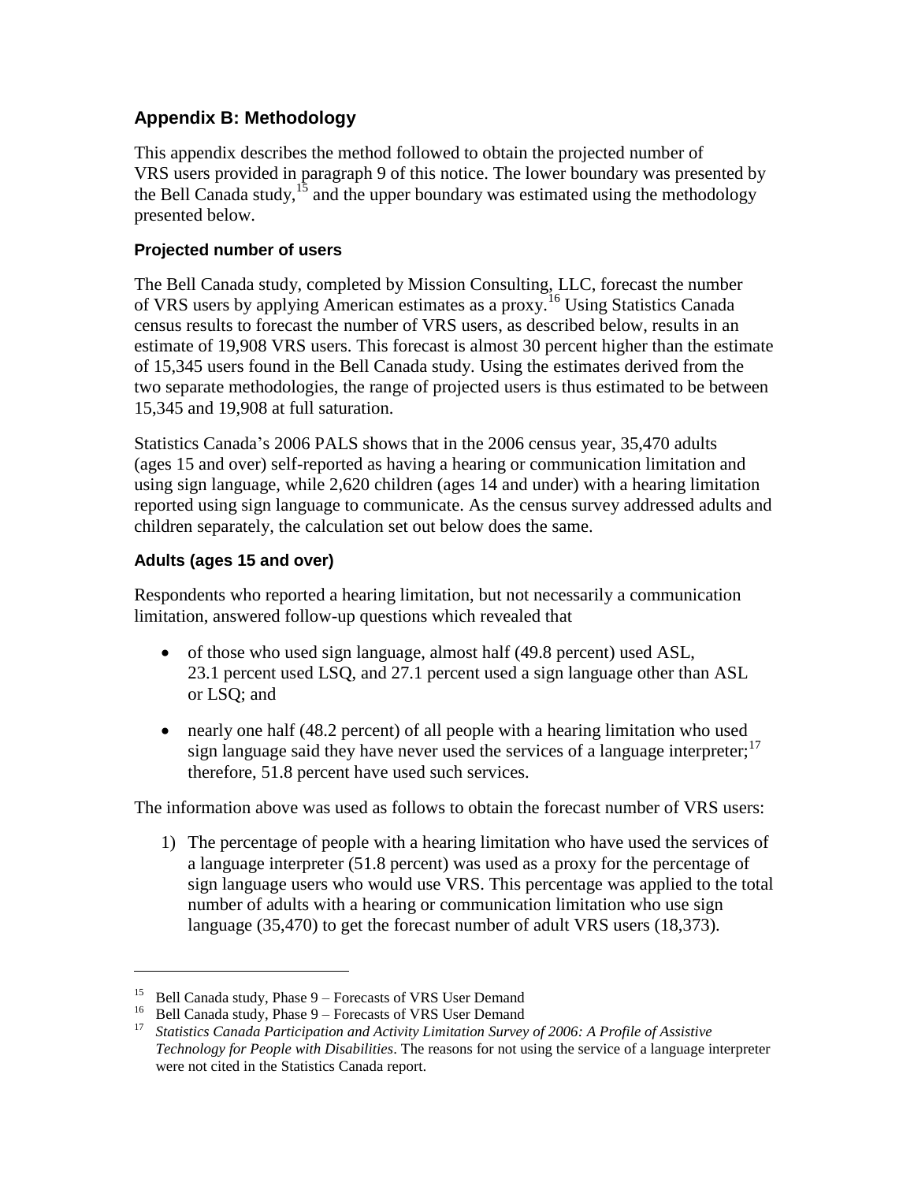## Appendix B: Methodology

This appendix describes the method followed to obtain the projected number of VRS users provided in paragraph 9 of this notice. The lower boundary was presented by the Bell Canada study,[15] and the upper boundary was estimated using the methodology presented below.

### Projected number of users

The Bell Canada study, completed by Mission Consulting, LLC, forecast the number of VRS users by applying American estimates as a proxy.[16] Using Statistics Canada census results to forecast the number of VRS users, as described below, results in an estimate of 19,908 VRS users. This forecast is almost 30 percent higher than the estimate of 15,345 users found in the Bell Canada study. Using the estimates derived from the two separate methodologies, the range of projected users is thus estimated to be between 15,345 and 19,908 at full saturation.

Statistics Canada's 2006 PALS shows that in the 2006 census year, 35,470 adults (ages 15 and over) self-reported as having a hearing or communication limitation and using sign language, while 2,620 children (ages 14 and under) with a hearing limitation reported using sign language to communicate. As the census survey addressed adults and children separately, the calculation set out below does the same.

### Adults (ages 15 and over)

Respondents who reported a hearing limitation, but not necessarily a communication limitation, answered follow-up questions which revealed that

- of those who used sign language, almost half (49.8 percent) used ASL, 23.1 percent used LSQ, and 27.1 percent used a sign language other than ASL or LSQ; and
- nearly one half (48.2 percent) of all people with a hearing limitation who used sign language said they have never used the services of a language interpreter;[17] therefore, 51.8 percent have used such services.

The information above was used as follows to obtain the forecast number of VRS users:

1) The percentage of people with a hearing limitation who have used the services of a language interpreter (51.8 percent) was used as a proxy for the percentage of sign language users who would use VRS. This percentage was applied to the total number of adults with a hearing or communication limitation who use sign language (35,470) to get the forecast number of adult VRS users (18,373).

---

[15] Bell Canada study, Phase 9 – Forecasts of VRS User Demand

[16] Bell Canada study, Phase 9 – Forecasts of VRS User Demand

[17] *Statistics Canada Participation and Activity Limitation Survey of 2006: A Profile of Assistive Technology for People with Disabilities*. The reasons for not using the service of a language interpreter were not cited in the Statistics Canada report.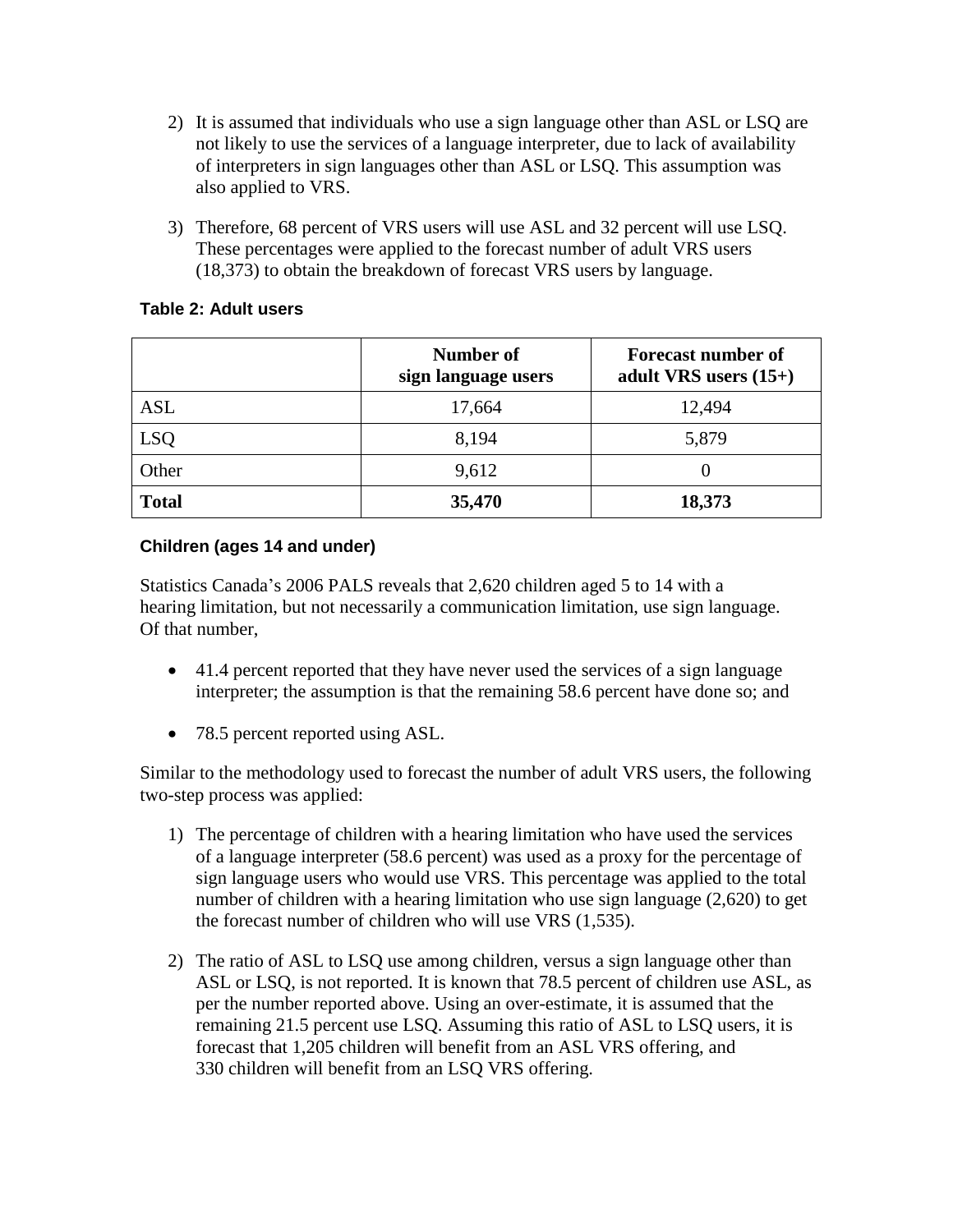2) It is assumed that individuals who use a sign language other than ASL or LSQ are not likely to use the services of a language interpreter, due to lack of availability of interpreters in sign languages other than ASL or LSQ. This assumption was also applied to VRS.

3) Therefore, 68 percent of VRS users will use ASL and 32 percent will use LSQ. These percentages were applied to the forecast number of adult VRS users (18,373) to obtain the breakdown of forecast VRS users by language.

**Table 2: Adult users**

| | Number of sign language users | Forecast number of adult VRS users (15+) |
|---|---|---|
| ASL | 17,664 | 12,494 |
| LSQ | 8,194 | 5,879 |
| Other | 9,612 | 0 |
| **Total** | **35,470** | **18,373** |

### Children (ages 14 and under)

Statistics Canada's 2006 PALS reveals that 2,620 children aged 5 to 14 with a hearing limitation, but not necessarily a communication limitation, use sign language. Of that number,

- 41.4 percent reported that they have never used the services of a sign language interpreter; the assumption is that the remaining 58.6 percent have done so; and
- 78.5 percent reported using ASL.

Similar to the methodology used to forecast the number of adult VRS users, the following two-step process was applied:

1) The percentage of children with a hearing limitation who have used the services of a language interpreter (58.6 percent) was used as a proxy for the percentage of sign language users who would use VRS. This percentage was applied to the total number of children with a hearing limitation who use sign language (2,620) to get the forecast number of children who will use VRS (1,535).

2) The ratio of ASL to LSQ use among children, versus a sign language other than ASL or LSQ, is not reported. It is known that 78.5 percent of children use ASL, as per the number reported above. Using an over-estimate, it is assumed that the remaining 21.5 percent use LSQ. Assuming this ratio of ASL to LSQ users, it is forecast that 1,205 children will benefit from an ASL VRS offering, and 330 children will benefit from an LSQ VRS offering.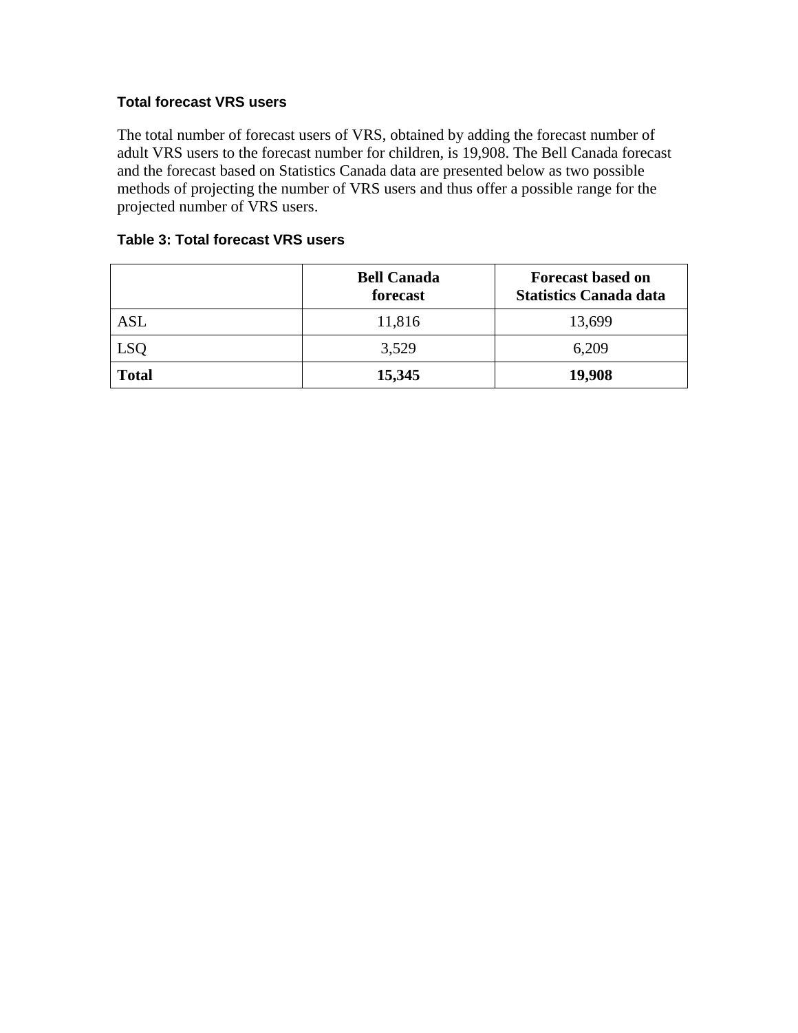### Total forecast VRS users

The total number of forecast users of VRS, obtained by adding the forecast number of adult VRS users to the forecast number for children, is 19,908. The Bell Canada forecast and the forecast based on Statistics Canada data are presented below as two possible methods of projecting the number of VRS users and thus offer a possible range for the projected number of VRS users.

**Table 3: Total forecast VRS users**

| | **Bell Canada forecast** | **Forecast based on Statistics Canada data** |
|---|---|---|
| ASL | 11,816 | 13,699 |
| LSQ | 3,529 | 6,209 |
| **Total** | **15,345** | **19,908** |